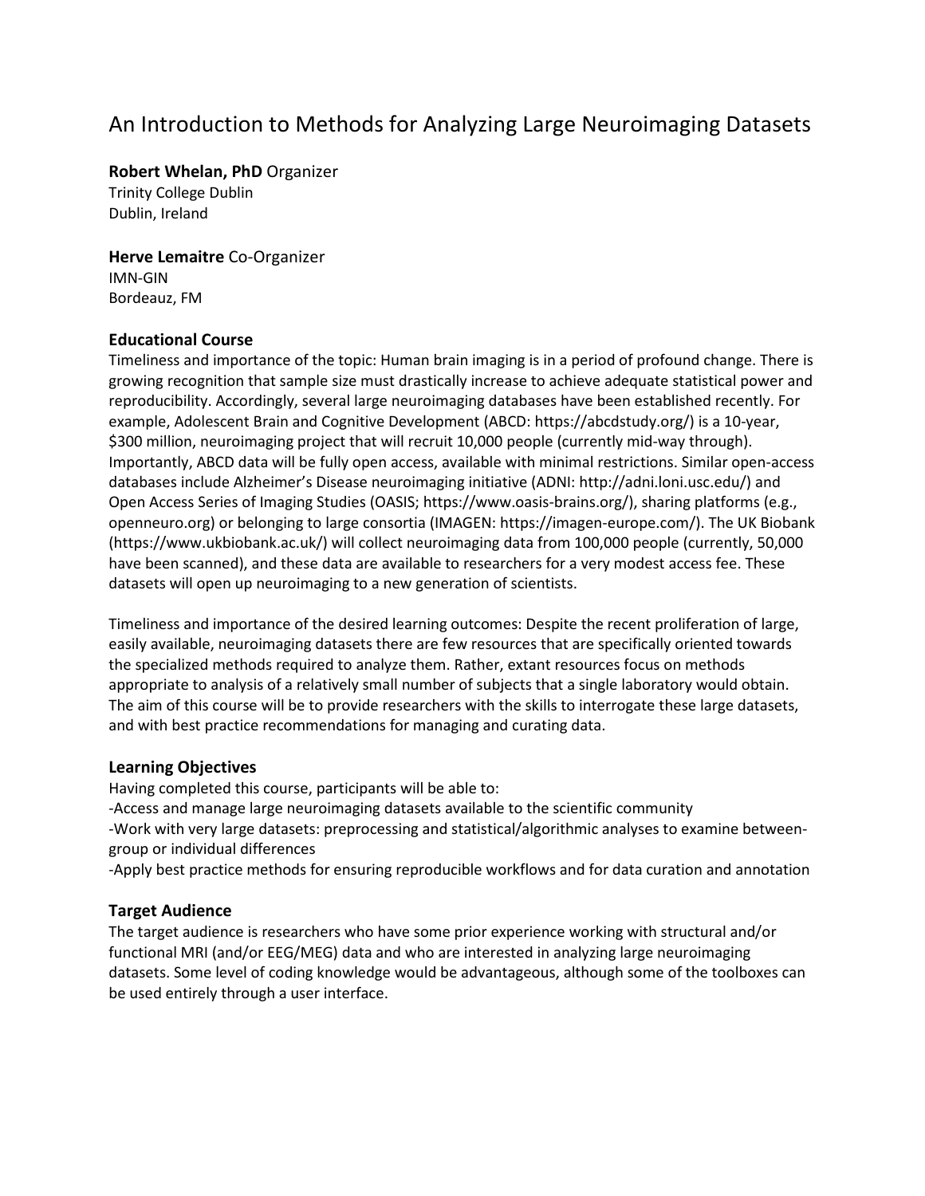# An Introduction to Methods for Analyzing Large Neuroimaging Datasets

**Robert Whelan, PhD** Organizer
Trinity College Dublin
Dublin, Ireland

**Herve Lemaitre** Co-Organizer
IMN-GIN
Bordeauz, FM

### Educational Course

Timeliness and importance of the topic: Human brain imaging is in a period of profound change. There is growing recognition that sample size must drastically increase to achieve adequate statistical power and reproducibility. Accordingly, several large neuroimaging databases have been established recently. For example, Adolescent Brain and Cognitive Development (ABCD: https://abcdstudy.org/) is a 10-year, $300 million, neuroimaging project that will recruit 10,000 people (currently mid-way through). Importantly, ABCD data will be fully open access, available with minimal restrictions. Similar open-access databases include Alzheimer's Disease neuroimaging initiative (ADNI: http://adni.loni.usc.edu/) and Open Access Series of Imaging Studies (OASIS; https://www.oasis-brains.org/), sharing platforms (e.g., openneuro.org) or belonging to large consortia (IMAGEN: https://imagen-europe.com/). The UK Biobank (https://www.ukbiobank.ac.uk/) will collect neuroimaging data from 100,000 people (currently, 50,000 have been scanned), and these data are available to researchers for a very modest access fee. These datasets will open up neuroimaging to a new generation of scientists.

Timeliness and importance of the desired learning outcomes: Despite the recent proliferation of large, easily available, neuroimaging datasets there are few resources that are specifically oriented towards the specialized methods required to analyze them. Rather, extant resources focus on methods appropriate to analysis of a relatively small number of subjects that a single laboratory would obtain. The aim of this course will be to provide researchers with the skills to interrogate these large datasets, and with best practice recommendations for managing and curating data.

### Learning Objectives

Having completed this course, participants will be able to:

-Access and manage large neuroimaging datasets available to the scientific community

-Work with very large datasets: preprocessing and statistical/algorithmic analyses to examine between-group or individual differences

-Apply best practice methods for ensuring reproducible workflows and for data curation and annotation

### Target Audience

The target audience is researchers who have some prior experience working with structural and/or functional MRI (and/or EEG/MEG) data and who are interested in analyzing large neuroimaging datasets. Some level of coding knowledge would be advantageous, although some of the toolboxes can be used entirely through a user interface.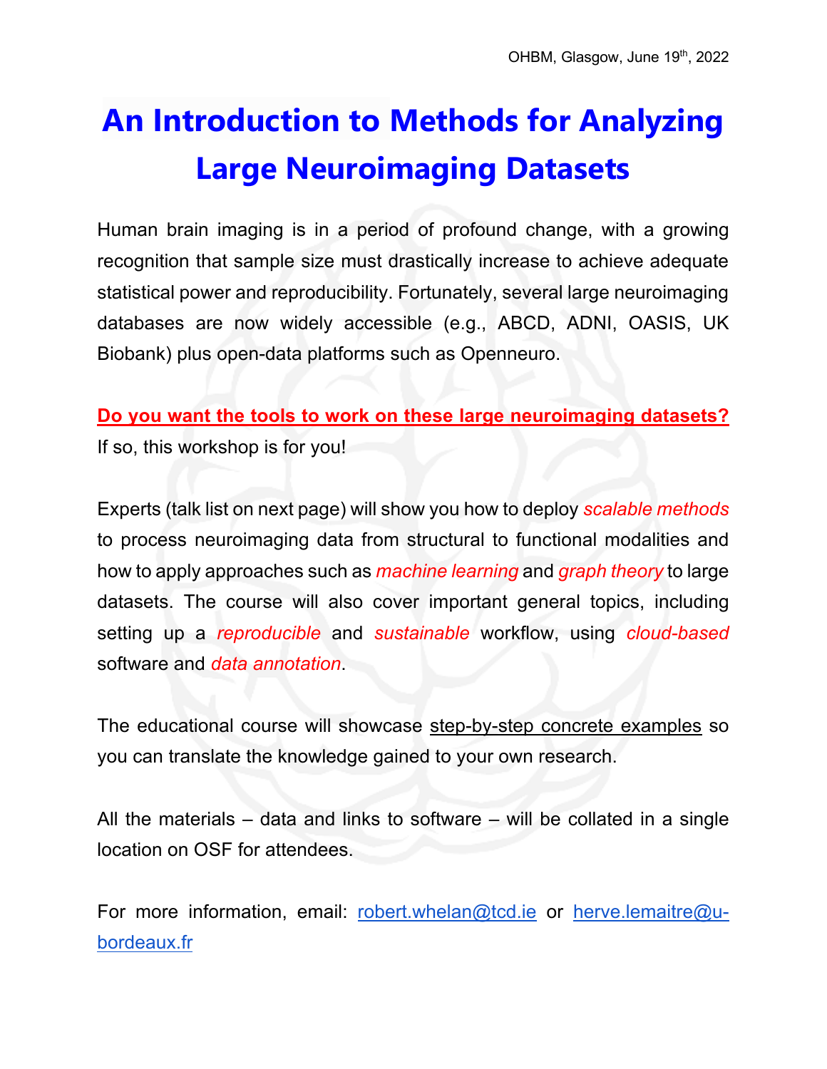OHBM, Glasgow, June 19th, 2022

# An Introduction to Methods for Analyzing Large Neuroimaging Datasets

Human brain imaging is in a period of profound change, with a growing recognition that sample size must drastically increase to achieve adequate statistical power and reproducibility. Fortunately, several large neuroimaging databases are now widely accessible (e.g., ABCD, ADNI, OASIS, UK Biobank) plus open-data platforms such as Openneuro.

**Do you want the tools to work on these large neuroimaging datasets?**
If so, this workshop is for you!

Experts (talk list on next page) will show you how to deploy *scalable methods* to process neuroimaging data from structural to functional modalities and how to apply approaches such as *machine learning* and *graph theory* to large datasets. The course will also cover important general topics, including setting up a *reproducible* and *sustainable* workflow, using *cloud-based* software and *data annotation*.

The educational course will showcase step-by-step concrete examples so you can translate the knowledge gained to your own research.

All the materials – data and links to software – will be collated in a single location on OSF for attendees.

For more information, email: robert.whelan@tcd.ie or herve.lemaitre@u-bordeaux.fr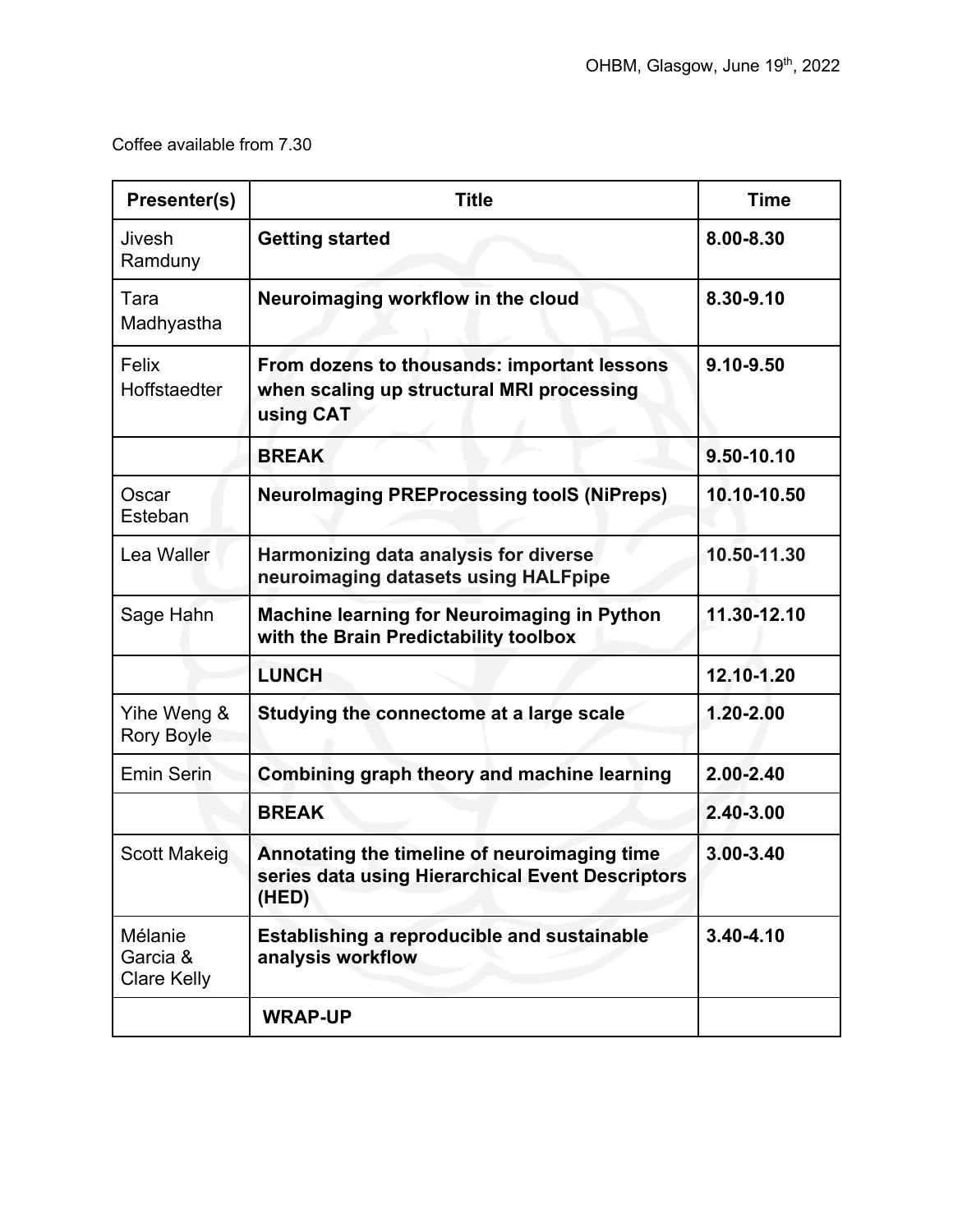OHBM, Glasgow, June 19th, 2022

Coffee available from 7.30

| Presenter(s) | Title | Time |
|---|---|---|
| Jivesh Ramduny | **Getting started** | **8.00-8.30** |
| Tara Madhyastha | **Neuroimaging workflow in the cloud** | **8.30-9.10** |
| Felix Hoffstaedter | **From dozens to thousands: important lessons when scaling up structural MRI processing using CAT** | **9.10-9.50** |
| | **BREAK** | **9.50-10.10** |
| Oscar Esteban | **NeuroImaging PREProcessing toolS (NiPreps)** | **10.10-10.50** |
| Lea Waller | **Harmonizing data analysis for diverse neuroimaging datasets using HALFpipe** | **10.50-11.30** |
| Sage Hahn | **Machine learning for Neuroimaging in Python with the Brain Predictability toolbox** | **11.30-12.10** |
| | **LUNCH** | **12.10-1.20** |
| Yihe Weng & Rory Boyle | **Studying the connectome at a large scale** | **1.20-2.00** |
| Emin Serin | **Combining graph theory and machine learning** | **2.00-2.40** |
| | **BREAK** | **2.40-3.00** |
| Scott Makeig | **Annotating the timeline of neuroimaging time series data using Hierarchical Event Descriptors (HED)** | **3.00-3.40** |
| Mélanie Garcia & Clare Kelly | **Establishing a reproducible and sustainable analysis workflow** | **3.40-4.10** |
| | **WRAP-UP** | |